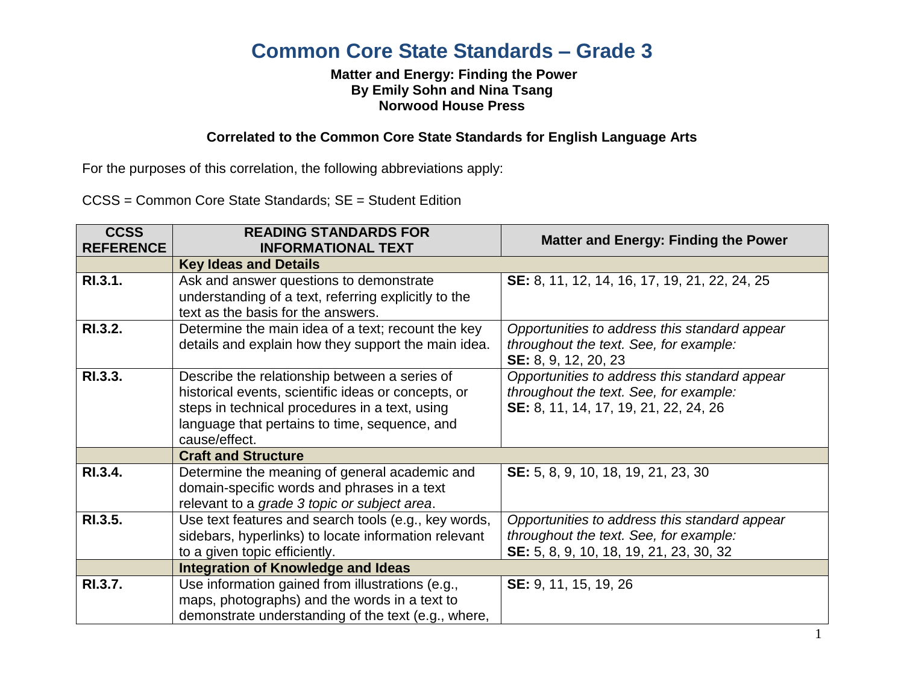# Common Core State Standards – Grade 3

**Matter and Energy: Finding the Power**
**By Emily Sohn and Nina Tsang**
**Norwood House Press**

**Correlated to the Common Core State Standards for English Language Arts**

For the purposes of this correlation, the following abbreviations apply:

CCSS = Common Core State Standards; SE = Student Edition

| CCSS REFERENCE | READING STANDARDS FOR INFORMATIONAL TEXT | Matter and Energy: Finding the Power |
|---|---|---|
| | **Key Ideas and Details** | |
| **RI.3.1.** | Ask and answer questions to demonstrate understanding of a text, referring explicitly to the text as the basis for the answers. | **SE:** 8, 11, 12, 14, 16, 17, 19, 21, 22, 24, 25 |
| **RI.3.2.** | Determine the main idea of a text; recount the key details and explain how they support the main idea. | *Opportunities to address this standard appear throughout the text. See, for example:* **SE:** 8, 9, 12, 20, 23 |
| **RI.3.3.** | Describe the relationship between a series of historical events, scientific ideas or concepts, or steps in technical procedures in a text, using language that pertains to time, sequence, and cause/effect. | *Opportunities to address this standard appear throughout the text. See, for example:* **SE:** 8, 11, 14, 17, 19, 21, 22, 24, 26 |
| | **Craft and Structure** | |
| **RI.3.4.** | Determine the meaning of general academic and domain-specific words and phrases in a text relevant to a *grade 3 topic or subject area*. | **SE:** 5, 8, 9, 10, 18, 19, 21, 23, 30 |
| **RI.3.5.** | Use text features and search tools (e.g., key words, sidebars, hyperlinks) to locate information relevant to a given topic efficiently. | *Opportunities to address this standard appear throughout the text. See, for example:* **SE:** 5, 8, 9, 10, 18, 19, 21, 23, 30, 32 |
| | **Integration of Knowledge and Ideas** | |
| **RI.3.7.** | Use information gained from illustrations (e.g., maps, photographs) and the words in a text to demonstrate understanding of the text (e.g., where, | **SE:** 9, 11, 15, 19, 26 |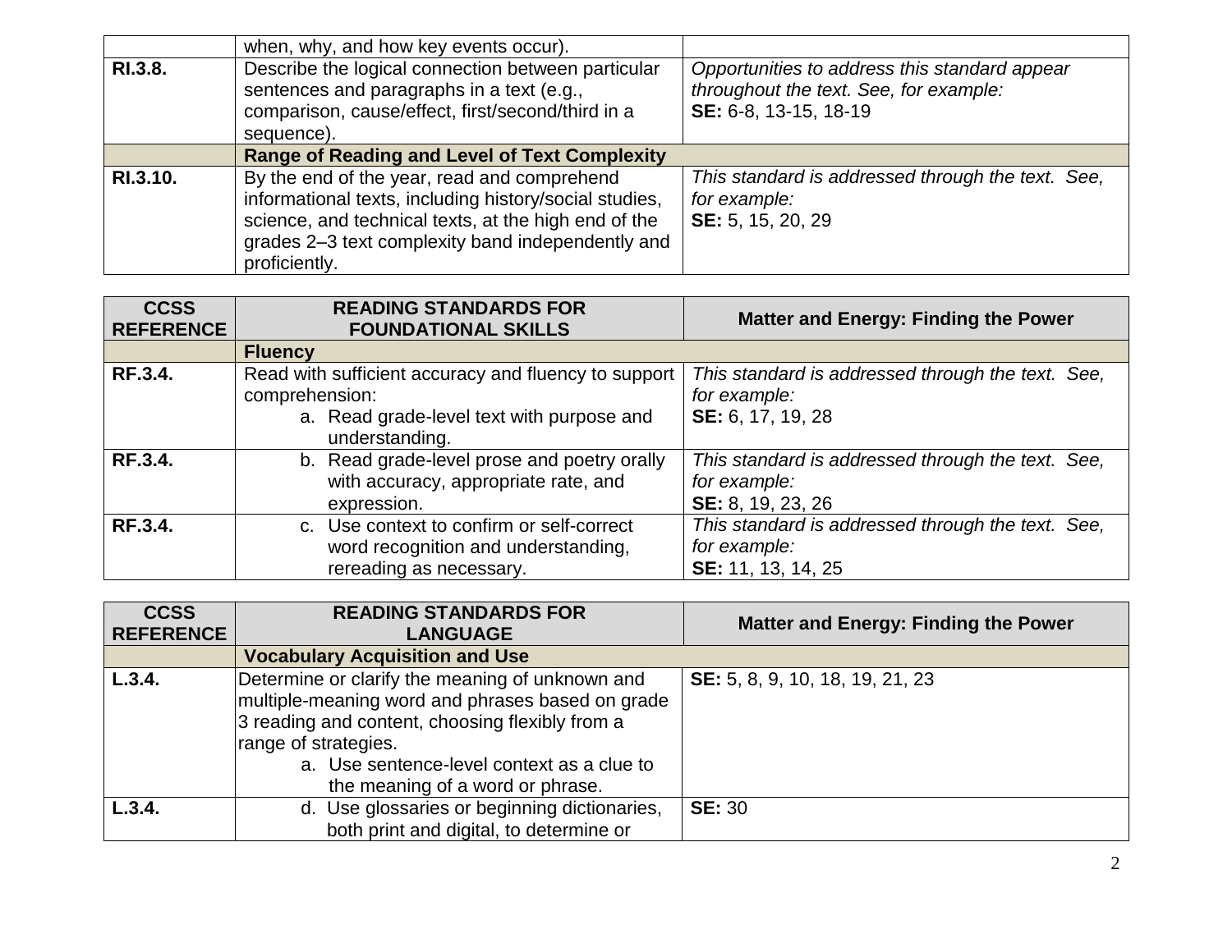| | | |
|---|---|---|
| | when, why, and how key events occur). | |
| **RI.3.8.** | Describe the logical connection between particular sentences and paragraphs in a text (e.g., comparison, cause/effect, first/second/third in a sequence). | *Opportunities to address this standard appear throughout the text. See, for example:* **SE:** 6-8, 13-15, 18-19 |
| | **Range of Reading and Level of Text Complexity** | |
| **RI.3.10.** | By the end of the year, read and comprehend informational texts, including history/social studies, science, and technical texts, at the high end of the grades 2–3 text complexity band independently and proficiently. | *This standard is addressed through the text. See, for example:* **SE:** 5, 15, 20, 29 |

| CCSS REFERENCE | READING STANDARDS FOR FOUNDATIONAL SKILLS | Matter and Energy: Finding the Power |
|---|---|---|
| | **Fluency** | |
| **RF.3.4.** | Read with sufficient accuracy and fluency to support comprehension: a. Read grade-level text with purpose and understanding. | *This standard is addressed through the text. See, for example:* **SE:** 6, 17, 19, 28 |
| **RF.3.4.** | b. Read grade-level prose and poetry orally with accuracy, appropriate rate, and expression. | *This standard is addressed through the text. See, for example:* **SE:** 8, 19, 23, 26 |
| **RF.3.4.** | c. Use context to confirm or self-correct word recognition and understanding, rereading as necessary. | *This standard is addressed through the text. See, for example:* **SE:** 11, 13, 14, 25 |

| CCSS REFERENCE | READING STANDARDS FOR LANGUAGE | Matter and Energy: Finding the Power |
|---|---|---|
| | **Vocabulary Acquisition and Use** | |
| **L.3.4.** | Determine or clarify the meaning of unknown and multiple-meaning word and phrases based on grade 3 reading and content, choosing flexibly from a range of strategies. a. Use sentence-level context as a clue to the meaning of a word or phrase. | **SE:** 5, 8, 9, 10, 18, 19, 21, 23 |
| **L.3.4.** | d. Use glossaries or beginning dictionaries, both print and digital, to determine or | **SE:** 30 |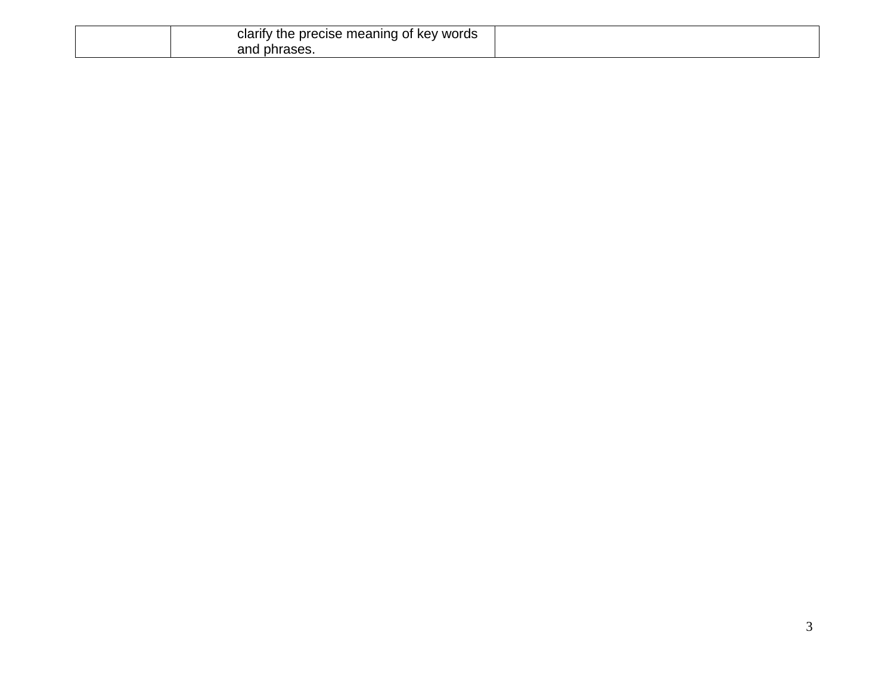| | | |
|---|---|---|
| | clarify the precise meaning of key words and phrases. | |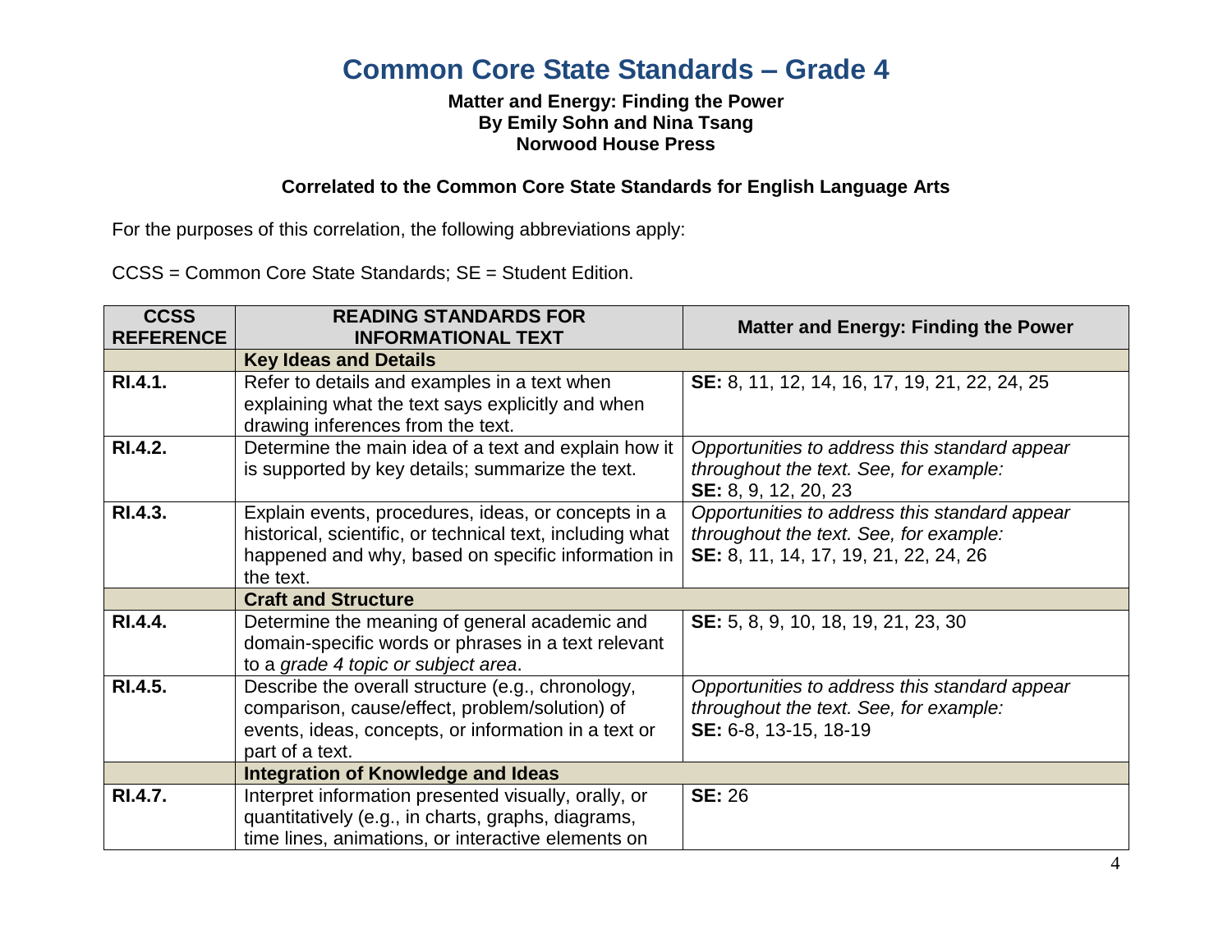# Common Core State Standards – Grade 4

**Matter and Energy: Finding the Power**
**By Emily Sohn and Nina Tsang**
**Norwood House Press**

**Correlated to the Common Core State Standards for English Language Arts**

For the purposes of this correlation, the following abbreviations apply:

CCSS = Common Core State Standards; SE = Student Edition.

| CCSS REFERENCE | READING STANDARDS FOR INFORMATIONAL TEXT | Matter and Energy: Finding the Power |
|---|---|---|
| | **Key Ideas and Details** | |
| **RI.4.1.** | Refer to details and examples in a text when explaining what the text says explicitly and when drawing inferences from the text. | **SE:** 8, 11, 12, 14, 16, 17, 19, 21, 22, 24, 25 |
| **RI.4.2.** | Determine the main idea of a text and explain how it is supported by key details; summarize the text. | *Opportunities to address this standard appear throughout the text. See, for example:* **SE:** 8, 9, 12, 20, 23 |
| **RI.4.3.** | Explain events, procedures, ideas, or concepts in a historical, scientific, or technical text, including what happened and why, based on specific information in the text. | *Opportunities to address this standard appear throughout the text. See, for example:* **SE:** 8, 11, 14, 17, 19, 21, 22, 24, 26 |
| | **Craft and Structure** | |
| **RI.4.4.** | Determine the meaning of general academic and domain-specific words or phrases in a text relevant to a *grade 4 topic or subject area*. | **SE:** 5, 8, 9, 10, 18, 19, 21, 23, 30 |
| **RI.4.5.** | Describe the overall structure (e.g., chronology, comparison, cause/effect, problem/solution) of events, ideas, concepts, or information in a text or part of a text. | *Opportunities to address this standard appear throughout the text. See, for example:* **SE:** 6-8, 13-15, 18-19 |
| | **Integration of Knowledge and Ideas** | |
| **RI.4.7.** | Interpret information presented visually, orally, or quantitatively (e.g., in charts, graphs, diagrams, time lines, animations, or interactive elements on | **SE:** 26 |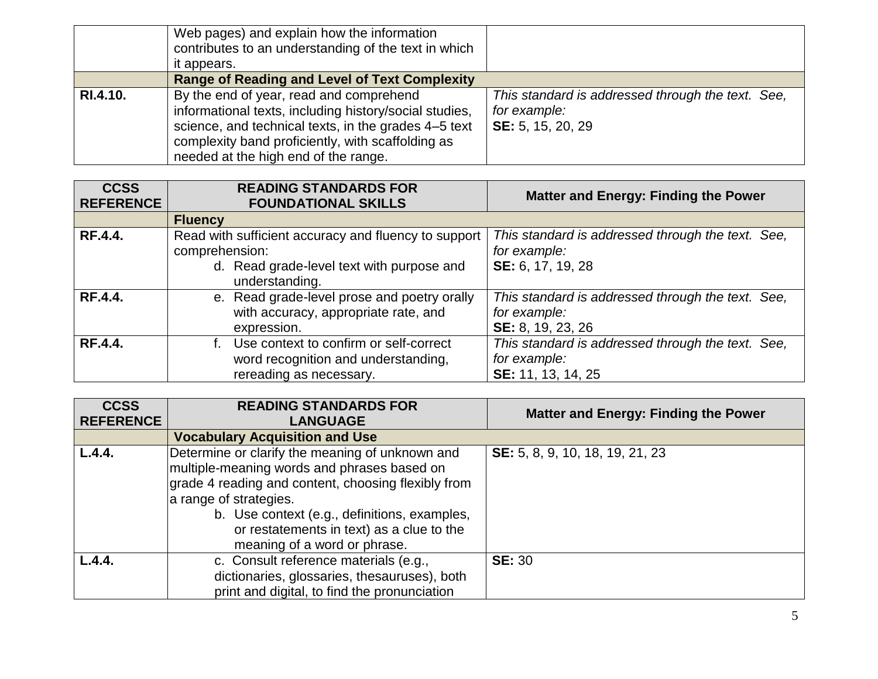| | Web pages) and explain how the information contributes to an understanding of the text in which it appears. | |
|---|---|---|
| | **Range of Reading and Level of Text Complexity** | |
| **RI.4.10.** | By the end of year, read and comprehend informational texts, including history/social studies, science, and technical texts, in the grades 4–5 text complexity band proficiently, with scaffolding as needed at the high end of the range. | *This standard is addressed through the text. See, for example:* **SE:** 5, 15, 20, 29 |

| CCSS REFERENCE | READING STANDARDS FOR FOUNDATIONAL SKILLS | Matter and Energy: Finding the Power |
|---|---|---|
| | **Fluency** | |
| **RF.4.4.** | Read with sufficient accuracy and fluency to support comprehension: d. Read grade-level text with purpose and understanding. | *This standard is addressed through the text. See, for example:* **SE:** 6, 17, 19, 28 |
| **RF.4.4.** | e. Read grade-level prose and poetry orally with accuracy, appropriate rate, and expression. | *This standard is addressed through the text. See, for example:* **SE:** 8, 19, 23, 26 |
| **RF.4.4.** | f. Use context to confirm or self-correct word recognition and understanding, rereading as necessary. | *This standard is addressed through the text. See, for example:* **SE:** 11, 13, 14, 25 |

| CCSS REFERENCE | READING STANDARDS FOR LANGUAGE | Matter and Energy: Finding the Power |
|---|---|---|
| | **Vocabulary Acquisition and Use** | |
| **L.4.4.** | Determine or clarify the meaning of unknown and multiple-meaning words and phrases based on grade 4 reading and content, choosing flexibly from a range of strategies. b. Use context (e.g., definitions, examples, or restatements in text) as a clue to the meaning of a word or phrase. | **SE:** 5, 8, 9, 10, 18, 19, 21, 23 |
| **L.4.4.** | c. Consult reference materials (e.g., dictionaries, glossaries, thesauruses), both print and digital, to find the pronunciation | **SE:** 30 |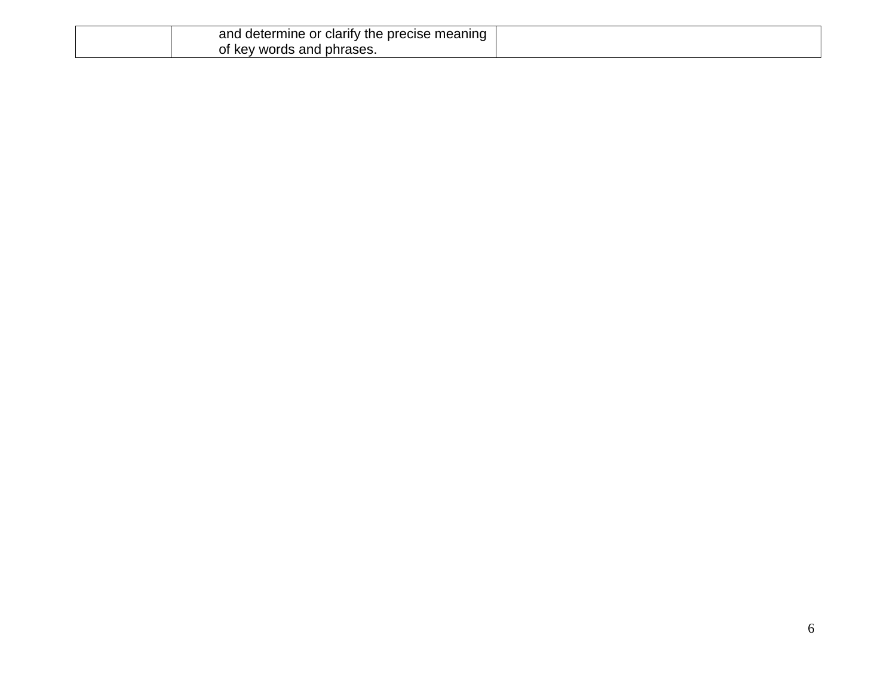| | | |
|---|---|---|
| | and determine or clarify the precise meaning of key words and phrases. | |